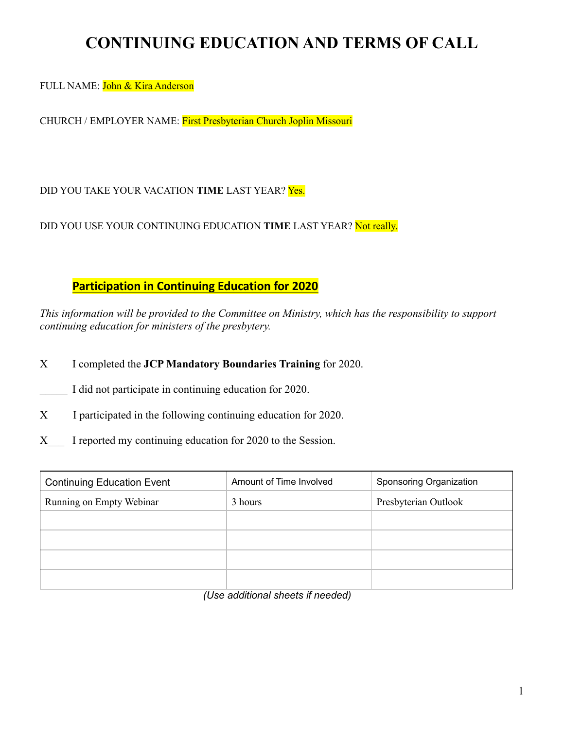# CONTINUING EDUCATION AND TERMS OF CALL

FULL NAME: John & Kira Anderson

CHURCH / EMPLOYER NAME: First Presbyterian Church Joplin Missouri

DID YOU TAKE YOUR VACATION **TIME** LAST YEAR? Yes.

DID YOU USE YOUR CONTINUING EDUCATION **TIME** LAST YEAR? Not really.

## Participation in Continuing Education for 2020

*This information will be provided to the Committee on Ministry, which has the responsibility to support continuing education for ministers of the presbytery.*

X I completed the **JCP Mandatory Boundaries Training** for 2020.

_____ I did not participate in continuing education for 2020.

X I participated in the following continuing education for 2020.

X___ I reported my continuing education for 2020 to the Session.

| Continuing Education Event | Amount of Time Involved | Sponsoring Organization |
|---|---|---|
| Running on Empty Webinar | 3 hours | Presbyterian Outlook |
| | | |
| | | |
| | | |
| | | |

*(Use additional sheets if needed)*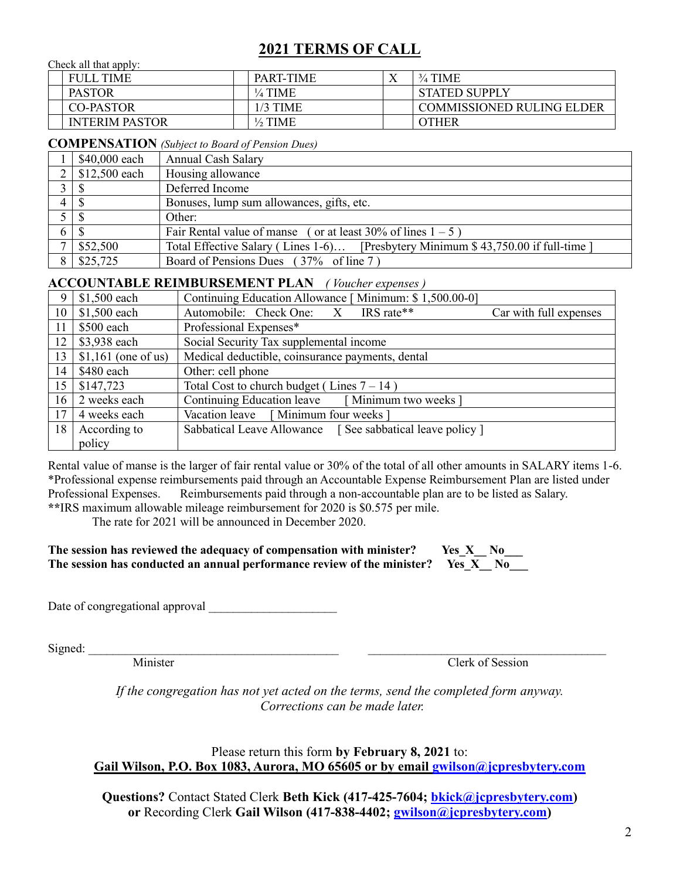# 2021 TERMS OF CALL

Check all that apply:

| | | | | | |
|---|---|---|---|---|---|
| | FULL TIME | | PART-TIME | X | ¾ TIME |
| | PASTOR | | ¼ TIME | | STATED SUPPLY |
| | CO-PASTOR | | 1/3 TIME | | COMMISSIONED RULING ELDER |
| | INTERIM PASTOR | | ½ TIME | | OTHER |

**COMPENSATION** *(Subject to Board of Pension Dues)*

| | | |
|---|---|---|
| 1 | $40,000 each | Annual Cash Salary |
| 2 | $12,500 each | Housing allowance |
| 3 | $ | Deferred Income |
| 4 | $ | Bonuses, lump sum allowances, gifts, etc. |
| 5 | $ | Other: |
| 6 | $ | Fair Rental value of manse ( or at least 30% of lines 1 – 5 ) |
| 7 | $52,500 | Total Effective Salary ( Lines 1-6)… [Presbytery Minimum $ 43,750.00 if full-time ] |
| 8 | $25,725 | Board of Pensions Dues ( 37% of line 7 ) |

**ACCOUNTABLE REIMBURSEMENT PLAN** *( Voucher expenses )*

| | | |
|---|---|---|
| 9 | $1,500 each | Continuing Education Allowance [ Minimum: $ 1,500.00-0] |
| 10 | $1,500 each | Automobile: Check One: X IRS rate** Car with full expenses |
| 11 | $500 each | Professional Expenses* |
| 12 | $3,938 each | Social Security Tax supplemental income |
| 13 | $1,161 (one of us) | Medical deductible, coinsurance payments, dental |
| 14 | $480 each | Other: cell phone |
| 15 | $147,723 | Total Cost to church budget ( Lines 7 – 14 ) |
| 16 | 2 weeks each | Continuing Education leave [ Minimum two weeks ] |
| 17 | 4 weeks each | Vacation leave [ Minimum four weeks ] |
| 18 | According to policy | Sabbatical Leave Allowance [ See sabbatical leave policy ] |

Rental value of manse is the larger of fair rental value or 30% of the total of all other amounts in SALARY items 1-6.
*Professional expense reimbursements paid through an Accountable Expense Reimbursement Plan are listed under Professional Expenses. Reimbursements paid through a non-accountable plan are to be listed as Salary.
**IRS maximum allowable mileage reimbursement for 2020 is $0.575 per mile.
The rate for 2021 will be announced in December 2020.

**The session has reviewed the adequacy of compensation with minister? Yes_X__ No___**
**The session has conducted an annual performance review of the minister? Yes_X__ No___**

Date of congregational approval ____________________

Signed: ________________________________________ ______________________________________

Minister Clerk of Session

*If the congregation has not yet acted on the terms, send the completed form anyway. Corrections can be made later.*

Please return this form **by February 8, 2021** to:
**Gail Wilson, P.O. Box 1083, Aurora, MO 65605 or by email gwilson@jcpresbytery.com**

**Questions?** Contact Stated Clerk **Beth Kick (417-425-7604; bkick@jcpresbytery.com)** **or** Recording Clerk **Gail Wilson (417-838-4402; gwilson@jcpresbytery.com)**